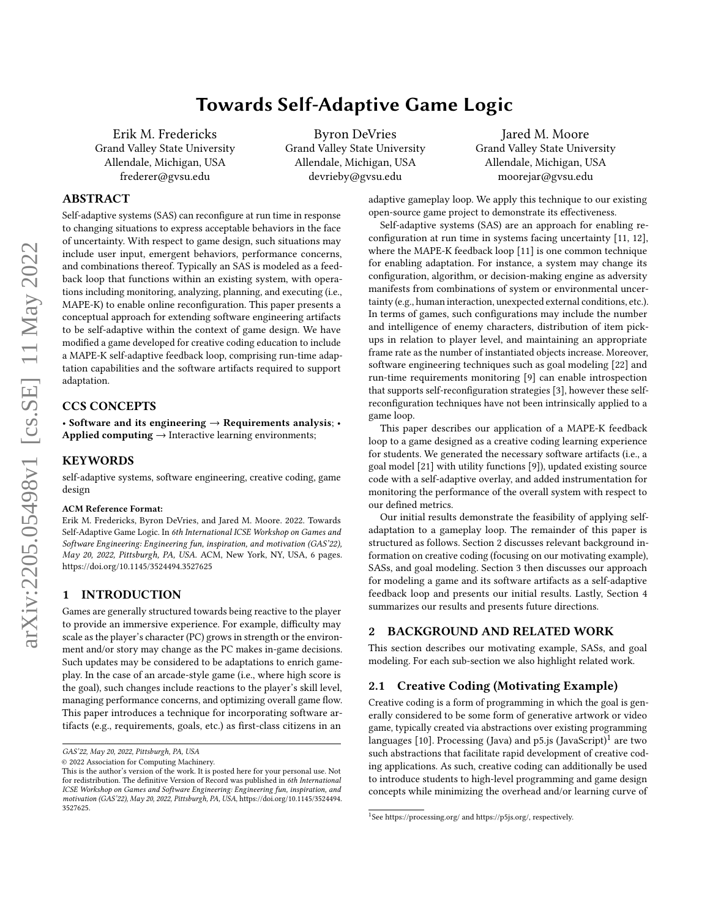# Towards Self-Adaptive Game Logic

Erik M. Fredericks
Grand Valley State University
Allendale, Michigan, USA
frederer@gvsu.edu

Byron DeVries
Grand Valley State University
Allendale, Michigan, USA
devrieby@gvsu.edu

Jared M. Moore
Grand Valley State University
Allendale, Michigan, USA
moorejar@gvsu.edu

## ABSTRACT

Self-adaptive systems (SAS) can reconfigure at run time in response to changing situations to express acceptable behaviors in the face of uncertainty. With respect to game design, such situations may include user input, emergent behaviors, performance concerns, and combinations thereof. Typically an SAS is modeled as a feedback loop that functions within an existing system, with operations including monitoring, analyzing, planning, and executing (i.e., MAPE-K) to enable online reconfiguration. This paper presents a conceptual approach for extending software engineering artifacts to be self-adaptive within the context of game design. We have modified a game developed for creative coding education to include a MAPE-K self-adaptive feedback loop, comprising run-time adaptation capabilities and the software artifacts required to support adaptation.

## CCS CONCEPTS

• **Software and its engineering** → **Requirements analysis**; • **Applied computing** → Interactive learning environments;

## KEYWORDS

self-adaptive systems, software engineering, creative coding, game design

**ACM Reference Format:**

Erik M. Fredericks, Byron DeVries, and Jared M. Moore. 2022. Towards Self-Adaptive Game Logic. In *6th International ICSE Workshop on Games and Software Engineering: Engineering fun, inspiration, and motivation (GAS'22), May 20, 2022, Pittsburgh, PA, USA.* ACM, New York, NY, USA, 6 pages. https://doi.org/10.1145/3524494.3527625

## 1 INTRODUCTION

Games are generally structured towards being reactive to the player to provide an immersive experience. For example, difficulty may scale as the player's character (PC) grows in strength or the environment and/or story may change as the PC makes in-game decisions. Such updates may be considered to be adaptations to enrich gameplay. In the case of an arcade-style game (i.e., where high score is the goal), such changes include reactions to the player's skill level, managing performance concerns, and optimizing overall game flow. This paper introduces a technique for incorporating software artifacts (e.g., requirements, goals, etc.) as first-class citizens in an adaptive gameplay loop. We apply this technique to our existing open-source game project to demonstrate its effectiveness.

Self-adaptive systems (SAS) are an approach for enabling reconfiguration at run time in systems facing uncertainty [11, 12], where the MAPE-K feedback loop [11] is one common technique for enabling adaptation. For instance, a system may change its configuration, algorithm, or decision-making engine as adversity manifests from combinations of system or environmental uncertainty (e.g., human interaction, unexpected external conditions, etc.). In terms of games, such configurations may include the number and intelligence of enemy characters, distribution of item pickups in relation to player level, and maintaining an appropriate frame rate as the number of instantiated objects increase. Moreover, software engineering techniques such as goal modeling [22] and run-time requirements monitoring [9] can enable introspection that supports self-reconfiguration strategies [3], however these self-reconfiguration techniques have not been intrinsically applied to a game loop.

This paper describes our application of a MAPE-K feedback loop to a game designed as a creative coding learning experience for students. We generated the necessary software artifacts (i.e., a goal model [21] with utility functions [9]), updated existing source code with a self-adaptive overlay, and added instrumentation for monitoring the performance of the overall system with respect to our defined metrics.

Our initial results demonstrate the feasibility of applying self-adaptation to a gameplay loop. The remainder of this paper is structured as follows. Section 2 discusses relevant background information on creative coding (focusing on our motivating example), SASs, and goal modeling. Section 3 then discusses our approach for modeling a game and its software artifacts as a self-adaptive feedback loop and presents our initial results. Lastly, Section 4 summarizes our results and presents future directions.

## 2 BACKGROUND AND RELATED WORK

This section describes our motivating example, SASs, and goal modeling. For each sub-section we also highlight related work.

### 2.1 Creative Coding (Motivating Example)

Creative coding is a form of programming in which the goal is generally considered to be some form of generative artwork or video game, typically created via abstractions over existing programming languages [10]. Processing (Java) and p5.js (JavaScript)[1] are two such abstractions that facilitate rapid development of creative coding applications. As such, creative coding can additionally be used to introduce students to high-level programming and game design concepts while minimizing the overhead and/or learning curve of

GAS'22, May 20, 2022, Pittsburgh, PA, USA
© 2022 Association for Computing Machinery.
This is the author's version of the work. It is posted here for your personal use. Not for redistribution. The definitive Version of Record was published in *6th International ICSE Workshop on Games and Software Engineering: Engineering fun, inspiration, and motivation (GAS'22), May 20, 2022, Pittsburgh, PA, USA*, https://doi.org/10.1145/3524494.3527625.

[1] See https://processing.org/ and https://p5js.org/, respectively.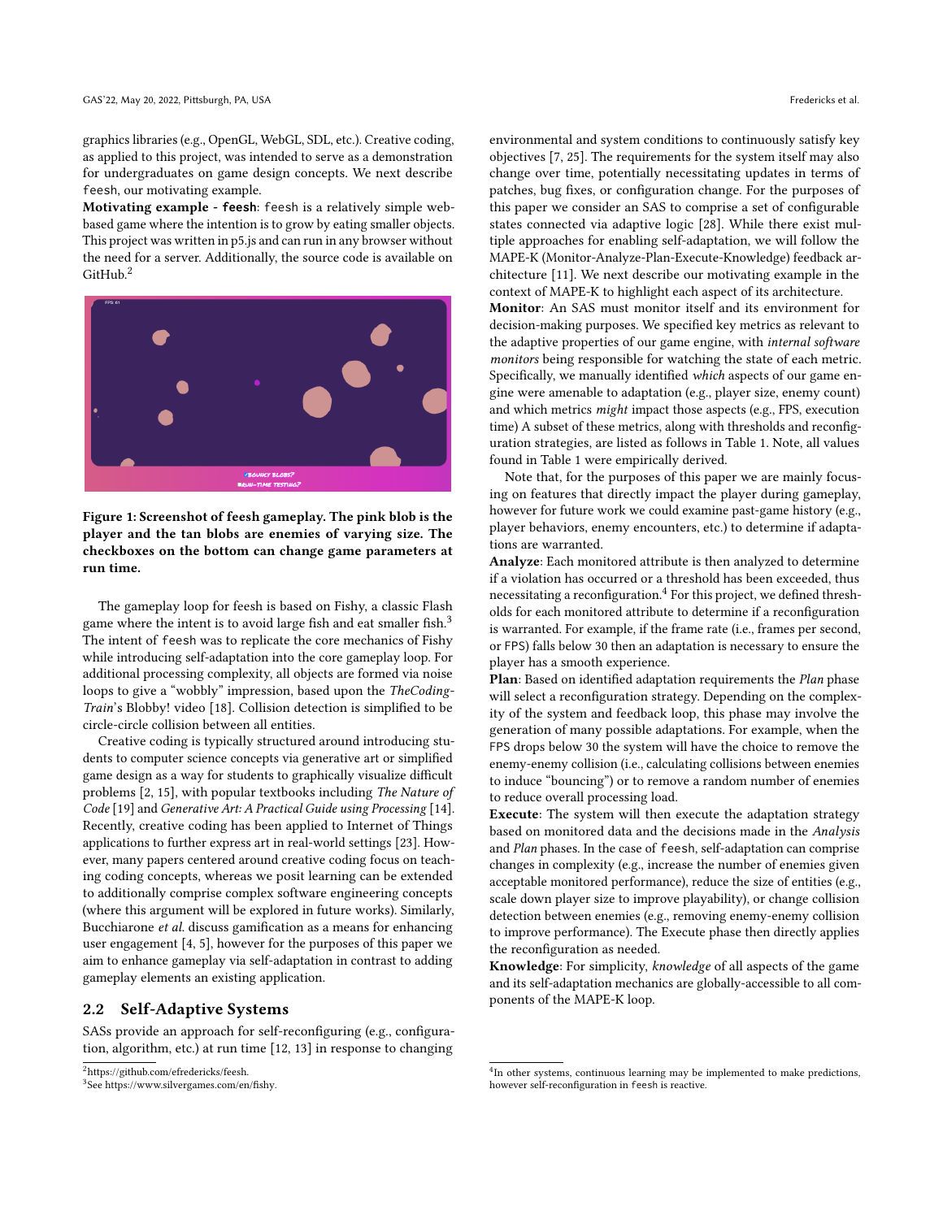graphics libraries (e.g., OpenGL, WebGL, SDL, etc.). Creative coding, as applied to this project, was intended to serve as a demonstration for undergraduates on game design concepts. We next describe feesh, our motivating example.

**Motivating example - feesh**: feesh is a relatively simple web-based game where the intention is to grow by eating smaller objects. This project was written in p5.js and can run in any browser without the need for a server. Additionally, the source code is available on GitHub.[2]

**Figure 1: Screenshot of feesh gameplay. The pink blob is the player and the tan blobs are enemies of varying size. The checkboxes on the bottom can change game parameters at run time.**

The gameplay loop for feesh is based on Fishy, a classic Flash game where the intent is to avoid large fish and eat smaller fish.[3] The intent of feesh was to replicate the core mechanics of Fishy while introducing self-adaptation into the core gameplay loop. For additional processing complexity, all objects are formed via noise loops to give a "wobbly" impression, based upon the *TheCodingTrain*'s Blobby! video [18]. Collision detection is simplified to be circle-circle collision between all entities.

Creative coding is typically structured around introducing students to computer science concepts via generative art or simplified game design as a way for students to graphically visualize difficult problems [2, 15], with popular textbooks including *The Nature of Code* [19] and *Generative Art: A Practical Guide using Processing* [14]. Recently, creative coding has been applied to Internet of Things applications to further express art in real-world settings [23]. However, many papers centered around creative coding focus on teaching coding concepts, whereas we posit learning can be extended to additionally comprise complex software engineering concepts (where this argument will be explored in future works). Similarly, Bucchiarone *et al.* discuss gamification as a means for enhancing user engagement [4, 5], however for the purposes of this paper we aim to enhance gameplay via self-adaptation in contrast to adding gameplay elements an existing application.

## 2.2 Self-Adaptive Systems

SASs provide an approach for self-reconfiguring (e.g., configuration, algorithm, etc.) at run time [12, 13] in response to changing environmental and system conditions to continuously satisfy key objectives [7, 25]. The requirements for the system itself may also change over time, potentially necessitating updates in terms of patches, bug fixes, or configuration change. For the purposes of this paper we consider an SAS to comprise a set of configurable states connected via adaptive logic [28]. While there exist multiple approaches for enabling self-adaptation, we will follow the MAPE-K (Monitor-Analyze-Plan-Execute-Knowledge) feedback architecture [11]. We next describe our motivating example in the context of MAPE-K to highlight each aspect of its architecture.

**Monitor**: An SAS must monitor itself and its environment for decision-making purposes. We specified key metrics as relevant to the adaptive properties of our game engine, with *internal software monitors* being responsible for watching the state of each metric. Specifically, we manually identified *which* aspects of our game engine were amenable to adaptation (e.g., player size, enemy count) and which metrics *might* impact those aspects (e.g., FPS, execution time) A subset of these metrics, along with thresholds and reconfiguration strategies, are listed as follows in Table 1. Note, all values found in Table 1 were empirically derived.

Note that, for the purposes of this paper we are mainly focusing on features that directly impact the player during gameplay, however for future work we could examine past-game history (e.g., player behaviors, enemy encounters, etc.) to determine if adaptations are warranted.

**Analyze**: Each monitored attribute is then analyzed to determine if a violation has occurred or a threshold has been exceeded, thus necessitating a reconfiguration.[4] For this project, we defined thresholds for each monitored attribute to determine if a reconfiguration is warranted. For example, if the frame rate (i.e., frames per second, or FPS) falls below 30 then an adaptation is necessary to ensure the player has a smooth experience.

**Plan**: Based on identified adaptation requirements the *Plan* phase will select a reconfiguration strategy. Depending on the complexity of the system and feedback loop, this phase may involve the generation of many possible adaptations. For example, when the FPS drops below 30 the system will have the choice to remove the enemy-enemy collision (i.e., calculating collisions between enemies to induce "bouncing") or to remove a random number of enemies to reduce overall processing load.

**Execute**: The system will then execute the adaptation strategy based on monitored data and the decisions made in the *Analysis* and *Plan* phases. In the case of feesh, self-adaptation can comprise changes in complexity (e.g., increase the number of enemies given acceptable monitored performance), reduce the size of entities (e.g., scale down player size to improve playability), or change collision detection between enemies (e.g., removing enemy-enemy collision to improve performance). The Execute phase then directly applies the reconfiguration as needed.

**Knowledge**: For simplicity, *knowledge* of all aspects of the game and its self-adaptation mechanics are globally-accessible to all components of the MAPE-K loop.

---

[2] https://github.com/efredericks/feesh.

[3] See https://www.silvergames.com/en/fishy.

[4] In other systems, continuous learning may be implemented to make predictions, however self-reconfiguration in feesh is reactive.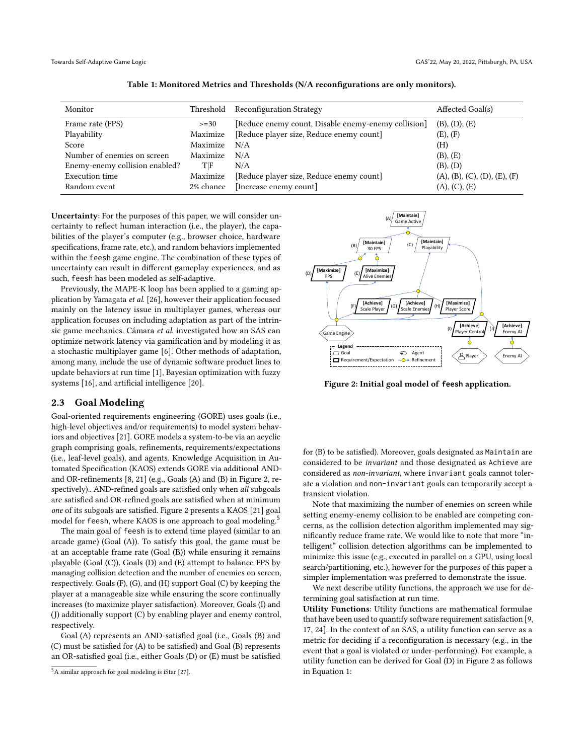**Table 1: Monitored Metrics and Thresholds (N/A reconfigurations are only monitors).**

| Monitor | Threshold | Reconfiguration Strategy | Affected Goal(s) |
|---|---|---|---|
| Frame rate (FPS) | >=30 | [Reduce enemy count, Disable enemy-enemy collision] | (B), (D), (E) |
| Playability | Maximize | [Reduce player size, Reduce enemy count] | (E), (F) |
| Score | Maximize | N/A | (H) |
| Number of enemies on screen | Maximize | N/A | (B), (E) |
| Enemy-enemy collision enabled? | T\|F | N/A | (B), (D) |
| Execution time | Maximize | [Reduce player size, Reduce enemy count] | (A), (B), (C), (D), (E), (F) |
| Random event | 2% chance | [Increase enemy count] | (A), (C), (E) |

**Uncertainty**: For the purposes of this paper, we will consider uncertainty to reflect human interaction (i.e., the player), the capabilities of the player's computer (e.g., browser choice, hardware specifications, frame rate, etc.), and random behaviors implemented within the `feesh` game engine. The combination of these types of uncertainty can result in different gameplay experiences, and as such, `feesh` has been modeled as self-adaptive.

Previously, the MAPE-K loop has been applied to a gaming application by Yamagata *et al.* [26], however their application focused mainly on the latency issue in multiplayer games, whereas our application focuses on including adaptation as part of the intrinsic game mechanics. Cámara *et al.* investigated how an SAS can optimize network latency via gamification and by modeling it as a stochastic multiplayer game [6]. Other methods of adaptation, among many, include the use of dynamic software product lines to update behaviors at run time [1], Bayesian optimization with fuzzy systems [16], and artificial intelligence [20].

## 2.3 Goal Modeling

Goal-oriented requirements engineering (GORE) uses goals (i.e., high-level objectives and/or requirements) to model system behaviors and objectives [21]. GORE models a system-to-be via an acyclic graph comprising goals, refinements, requirements/expectations (i.e., leaf-level goals), and agents. Knowledge Acquisition in Automated Specification (KAOS) extends GORE via additional AND- and OR-refinements [8, 21] (e.g., Goals (A) and (B) in Figure 2, respectively).. AND-refined goals are satisfied only when *all* subgoals are satisfied and OR-refined goals are satisfied when at minimum *one* of its subgoals are satisfied. Figure 2 presents a KAOS [21] goal model for `feesh`, where KAOS is one approach to goal modeling.[5]

The main goal of `feesh` is to extend time played (similar to an arcade game) (Goal (A)). To satisfy this goal, the game must be at an acceptable frame rate (Goal (B)) while ensuring it remains playable (Goal (C)). Goals (D) and (E) attempt to balance FPS by managing collision detection and the number of enemies on screen, respectively. Goals (F), (G), and (H) support Goal (C) by keeping the player at a manageable size while ensuring the score continually increases (to maximize player satisfaction). Moreover, Goals (I) and (J) additionally support (C) by enabling player and enemy control, respectively.

Goal (A) represents an AND-satisfied goal (i.e., Goals (B) and (C) must be satisfied for (A) to be satisfied) and Goal (B) represents an OR-satisfied goal (i.e., either Goals (D) or (E) must be satisfied for (B) to be satisfied). Moreover, goals designated as `Maintain` are considered to be *invariant* and those designated as `Achieve` are considered as *non-invariant*, where `invariant` goals cannot tolerate a violation and `non-invariant` goals can temporarily accept a transient violation.

[5] A similar approach for goal modeling is iStar [27].

**Figure 2: Initial goal model of `feesh` application.**

Note that maximizing the number of enemies on screen while setting enemy-enemy collision to be enabled are competing concerns, as the collision detection algorithm implemented may significantly reduce frame rate. We would like to note that more "intelligent" collision detection algorithms can be implemented to minimize this issue (e.g., executed in parallel on a GPU, using local search/partitioning, etc.), however for the purposes of this paper a simpler implementation was preferred to demonstrate the issue.

We next describe utility functions, the approach we use for determining goal satisfaction at run time.

**Utility Functions**: Utility functions are mathematical formulae that have been used to quantify software requirement satisfaction [9, 17, 24]. In the context of an SAS, a utility function can serve as a metric for deciding if a reconfiguration is necessary (e.g., in the event that a goal is violated or under-performing). For example, a utility function can be derived for Goal (D) in Figure 2 as follows in Equation 1: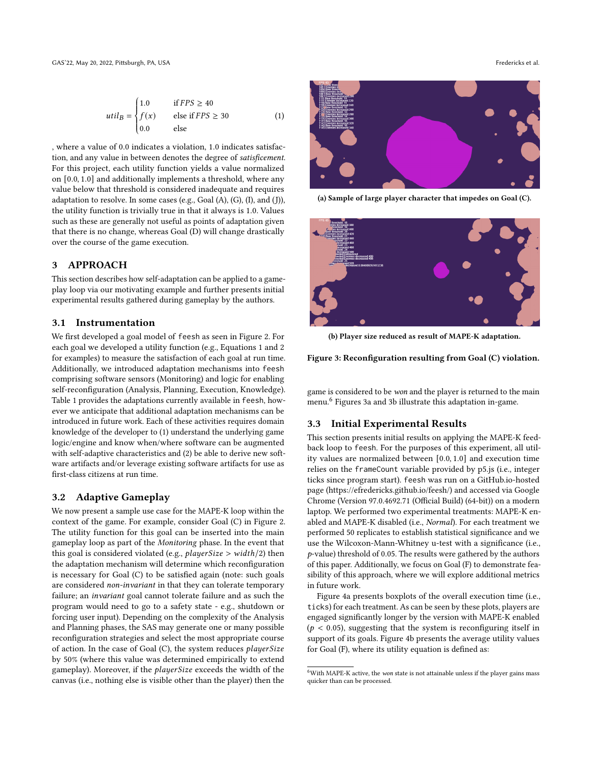$$util_B = \begin{cases} 1.0 & \text{if } FPS \geq 40 \\ f(x) & \text{else if } FPS \geq 30 \\ 0.0 & \text{else} \end{cases} \quad (1)$$

, where a value of 0.0 indicates a violation, 1.0 indicates satisfaction, and any value in between denotes the degree of *satisficement*. For this project, each utility function yields a value normalized on [0.0, 1.0] and additionally implements a threshold, where any value below that threshold is considered inadequate and requires adaptation to resolve. In some cases (e.g., Goal (A), (G), (I), and (J)), the utility function is trivially true in that it always is 1.0. Values such as these are generally not useful as points of adaptation given that there is no change, whereas Goal (D) will change drastically over the course of the game execution.

## 3 APPROACH

This section describes how self-adaptation can be applied to a gameplay loop via our motivating example and further presents initial experimental results gathered during gameplay by the authors.

### 3.1 Instrumentation

We first developed a goal model of feesh as seen in Figure 2. For each goal we developed a utility function (e.g., Equations 1 and 2 for examples) to measure the satisfaction of each goal at run time. Additionally, we introduced adaptation mechanisms into feesh comprising software sensors (Monitoring) and logic for enabling self-reconfiguration (Analysis, Planning, Execution, Knowledge). Table 1 provides the adaptations currently available in feesh, however we anticipate that additional adaptation mechanisms can be introduced in future work. Each of these activities requires domain knowledge of the developer to (1) understand the underlying game logic/engine and know when/where software can be augmented with self-adaptive characteristics and (2) be able to derive new software artifacts and/or leverage existing software artifacts for use as first-class citizens at run time.

### 3.2 Adaptive Gameplay

We now present a sample use case for the MAPE-K loop within the context of the game. For example, consider Goal (C) in Figure 2. The utility function for this goal can be inserted into the main gameplay loop as part of the *Monitoring* phase. In the event that this goal is considered violated (e.g., $playerSize > width/2$) then the adaptation mechanism will determine which reconfiguration is necessary for Goal (C) to be satisfied again (note: such goals are considered *non-invariant* in that they can tolerate temporary failure; an *invariant* goal cannot tolerate failure and as such the program would need to go to a safety state - e.g., shutdown or forcing user input). Depending on the complexity of the Analysis and Planning phases, the SAS may generate one or many possible reconfiguration strategies and select the most appropriate course of action. In the case of Goal (C), the system reduces $playerSize$ by 50% (where this value was determined empirically to extend gameplay). Moreover, if the $playerSize$ exceeds the width of the canvas (i.e., nothing else is visible other than the player) then the game is considered to be *won* and the player is returned to the main menu.[6] Figures 3a and 3b illustrate this adaptation in-game.

**(a) Sample of large player character that impedes on Goal (C).**

**(b) Player size reduced as result of MAPE-K adaptation.**

**Figure 3: Reconfiguration resulting from Goal (C) violation.**

### 3.3 Initial Experimental Results

This section presents initial results on applying the MAPE-K feedback loop to feesh. For the purposes of this experiment, all utility values are normalized between [0.0, 1.0] and execution time relies on the frameCount variable provided by p5.js (i.e., integer ticks since program start). feesh was run on a GitHub.io-hosted page (https://efredericks.github.io/feesh/) and accessed via Google Chrome (Version 97.0.4692.71 (Official Build) (64-bit)) on a modern laptop. We performed two experimental treatments: MAPE-K enabled and MAPE-K disabled (i.e., *Normal*). For each treatment we performed 50 replicates to establish statistical significance and we use the Wilcoxon-Mann-Whitney u-test with a significance (i.e., $p$-value) threshold of 0.05. The results were gathered by the authors of this paper. Additionally, we focus on Goal (F) to demonstrate feasibility of this approach, where we will explore additional metrics in future work.

Figure 4a presents boxplots of the overall execution time (i.e., ticks) for each treatment. As can be seen by these plots, players are engaged significantly longer by the version with MAPE-K enabled ($p < 0.05$), suggesting that the system is reconfiguring itself in support of its goals. Figure 4b presents the average utility values for Goal (F), where its utility equation is defined as:

[6] With MAPE-K active, the *won* state is not attainable unless if the player gains mass quicker than can be processed.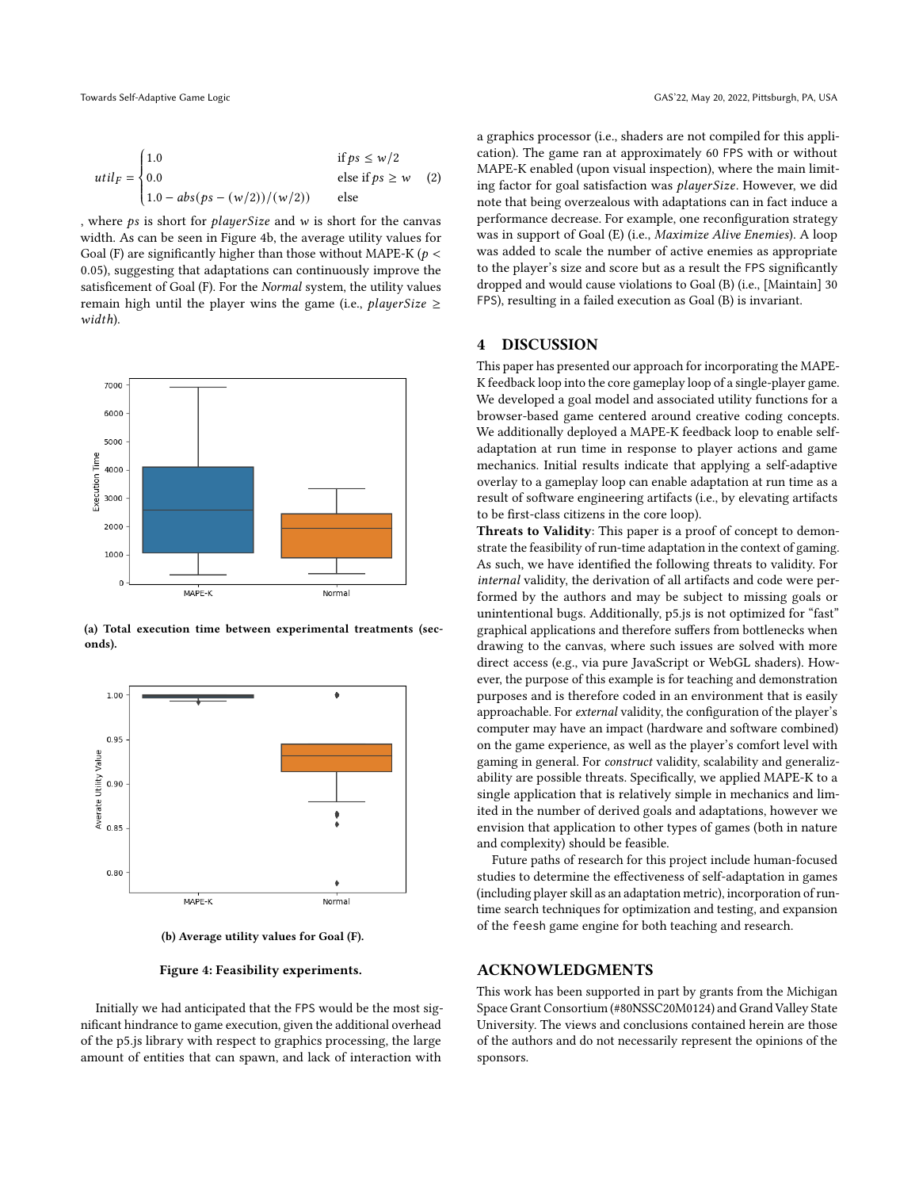$$
util_F = \begin{cases} 1.0 & \text{if } ps \leq w/2 \\ 0.0 & \text{else if } ps \geq w \\ 1.0 - abs(ps - (w/2))/(w/2)) & \text{else} \end{cases} \quad (2)
$$

, where $ps$ is short for $playerSize$ and $w$ is short for the canvas width. As can be seen in Figure 4b, the average utility values for Goal (F) are significantly higher than those without MAPE-K ($p < 0.05$), suggesting that adaptations can continuously improve the satisficement of Goal (F). For the *Normal* system, the utility values remain high until the player wins the game (i.e., $playerSize \geq width$).

**(a) Total execution time between experimental treatments (seconds).**

**(b) Average utility values for Goal (F).**

**Figure 4: Feasibility experiments.**

Initially we had anticipated that the FPS would be the most significant hindrance to game execution, given the additional overhead of the p5.js library with respect to graphics processing, the large amount of entities that can spawn, and lack of interaction with a graphics processor (i.e., shaders are not compiled for this application). The game ran at approximately 60 FPS with or without MAPE-K enabled (upon visual inspection), where the main limiting factor for goal satisfaction was *playerSize*. However, we did note that being overzealous with adaptations can in fact induce a performance decrease. For example, one reconfiguration strategy was in support of Goal (E) (i.e., *Maximize Alive Enemies*). A loop was added to scale the number of active enemies as appropriate to the player's size and score but as a result the FPS significantly dropped and would cause violations to Goal (B) (i.e., [Maintain] 30 FPS), resulting in a failed execution as Goal (B) is invariant.

## 4 DISCUSSION

This paper has presented our approach for incorporating the MAPE-K feedback loop into the core gameplay loop of a single-player game. We developed a goal model and associated utility functions for a browser-based game centered around creative coding concepts. We additionally deployed a MAPE-K feedback loop to enable self-adaptation at run time in response to player actions and game mechanics. Initial results indicate that applying a self-adaptive overlay to a gameplay loop can enable adaptation at run time as a result of software engineering artifacts (i.e., by elevating artifacts to be first-class citizens in the core loop).

**Threats to Validity**: This paper is a proof of concept to demonstrate the feasibility of run-time adaptation in the context of gaming. As such, we have identified the following threats to validity. For *internal* validity, the derivation of all artifacts and code were performed by the authors and may be subject to missing goals or unintentional bugs. Additionally, p5.js is not optimized for "fast" graphical applications and therefore suffers from bottlenecks when drawing to the canvas, where such issues are solved with more direct access (e.g., via pure JavaScript or WebGL shaders). However, the purpose of this example is for teaching and demonstration purposes and is therefore coded in an environment that is easily approachable. For *external* validity, the configuration of the player's computer may have an impact (hardware and software combined) on the game experience, as well as the player's comfort level with gaming in general. For *construct* validity, scalability and generalizability are possible threats. Specifically, we applied MAPE-K to a single application that is relatively simple in mechanics and limited in the number of derived goals and adaptations, however we envision that application to other types of games (both in nature and complexity) should be feasible.

Future paths of research for this project include human-focused studies to determine the effectiveness of self-adaptation in games (including player skill as an adaptation metric), incorporation of run-time search techniques for optimization and testing, and expansion of the `feesh` game engine for both teaching and research.

## ACKNOWLEDGMENTS

This work has been supported in part by grants from the Michigan Space Grant Consortium (#80NSSC20M0124) and Grand Valley State University. The views and conclusions contained herein are those of the authors and do not necessarily represent the opinions of the sponsors.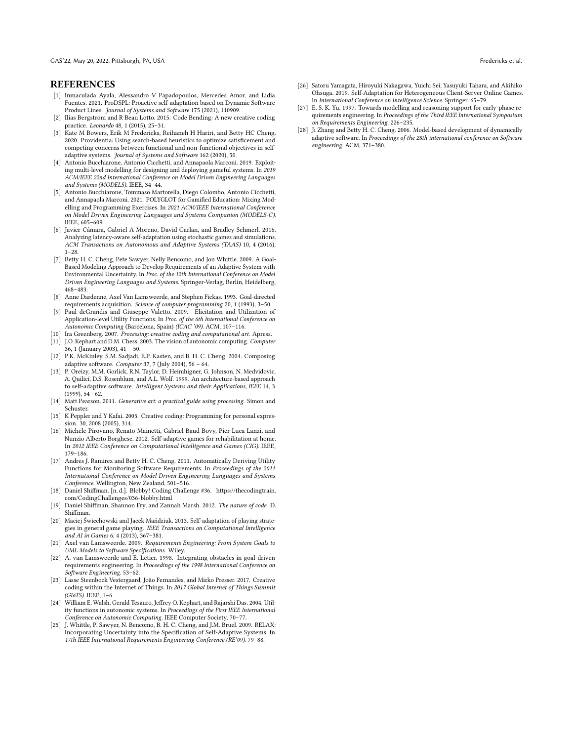# REFERENCES

[1] Inmaculada Ayala, Alessandro V Papadopoulos, Mercedes Amor, and Lidia Fuentes. 2021. ProDSPL: Proactive self-adaptation based on Dynamic Software Product Lines. *Journal of Systems and Software* 175 (2021), 110909.

[2] Ilias Bergstrom and R Beau Lotto. 2015. Code Bending: A new creative coding practice. *Leonardo* 48, 1 (2015), 25–31.

[3] Kate M Bowers, Erik M Fredericks, Reihaneh H Hariri, and Betty HC Cheng. 2020. Providentia: Using search-based heuristics to optimize satisficement and competing concerns between functional and non-functional objectives in self-adaptive systems. *Journal of Systems and Software* 162 (2020), 50.

[4] Antonio Bucchiarone, Antonio Cicchetti, and Annapaola Marconi. 2019. Exploiting multi-level modelling for designing and deploying gameful systems. In *2019 ACM/IEEE 22nd International Conference on Model Driven Engineering Languages and Systems (MODELS)*. IEEE, 34–44.

[5] Antonio Bucchiarone, Tommaso Martorella, Diego Colombo, Antonio Cicchetti, and Annapaola Marconi. 2021. POLYGLOT for Gamified Education: Mixing Modelling and Programming Exercises. In *2021 ACM/IEEE International Conference on Model Driven Engineering Languages and Systems Companion (MODELS-C)*. IEEE, 605–609.

[6] Javier Cámara, Gabriel A Moreno, David Garlan, and Bradley Schmerl. 2016. Analyzing latency-aware self-adaptation using stochastic games and simulations. *ACM Transactions on Autonomous and Adaptive Systems (TAAS)* 10, 4 (2016), 1–28.

[7] Betty H. C. Cheng, Pete Sawyer, Nelly Bencomo, and Jon Whittle. 2009. A Goal-Based Modeling Approach to Develop Requirements of an Adaptive System with Environmental Uncertainty. In *Proc. of the 12th International Conference on Model Driven Engineering Languages and Systems*. Springer-Verlag, Berlin, Heidelberg, 468–483.

[8] Anne Dardenne, Axel Van Lamsweerde, and Stephen Fickas. 1993. Goal-directed requirements acquisition. *Science of computer programming* 20, 1 (1993), 3–50.

[9] Paul deGrandis and Giuseppe Valetto. 2009. Elicitation and Utilization of Application-level Utility Functions. In *Proc. of the 6th International Conference on Autonomic Computing* (Barcelona, Spain) *(ICAC '09)*. ACM, 107–116.

[10] Ira Greenberg. 2007. *Processing: creative coding and computational art*. Apress.

[11] J.O. Kephart and D.M. Chess. 2003. The vision of autonomic computing. *Computer* 36, 1 (January 2003), 41 – 50.

[12] P.K. McKinley, S.M. Sadjadi, E.P. Kasten, and B. H. C. Cheng. 2004. Composing adaptive software. *Computer* 37, 7 (July 2004), 56 – 64.

[13] P. Oreizy, M.M. Gorlick, R.N. Taylor, D. Heimhigner, G. Johnson, N. Medvidovic, A. Quilici, D.S. Rosenblum, and A.L. Wolf. 1999. An architecture-based approach to self-adaptive software. *Intelligent Systems and their Applications, IEEE* 14, 3 (1999), 54 –62.

[14] Matt Pearson. 2011. *Generative art: a practical guide using processing*. Simon and Schuster.

[15] K Peppler and Y Kafai. 2005. Creative coding: Programming for personal expression. 30, 2008 (2005), 314.

[16] Michele Pirovano, Renato Mainetti, Gabriel Baud-Bovy, Pier Luca Lanzi, and Nunzio Alberto Borghese. 2012. Self-adaptive games for rehabilitation at home. In *2012 IEEE Conference on Computational Intelligence and Games (CIG)*. IEEE, 179–186.

[17] Andres J. Ramirez and Betty H. C. Cheng. 2011. Automatically Deriving Utility Functions for Monitoring Software Requirements. In *Proceedings of the 2011 International Conference on Model Driven Engineering Languages and Systems Conference*. Wellington, New Zealand, 501–516.

[18] Daniel Shiffman. [n. d.]. Blobby! Coding Challenge #36. https://thecodingtrain.com/CodingChallenges/036-blobby.html

[19] Daniel Shiffman, Shannon Fry, and Zannah Marsh. 2012. *The nature of code*. D. Shiffman.

[20] Maciej Świechowski and Jacek Mańdziuk. 2013. Self-adaptation of playing strategies in general game playing. *IEEE Transactions on Computational Intelligence and AI in Games* 6, 4 (2013), 367–381.

[21] Axel van Lamsweerde. 2009. *Requirements Engineering: From System Goals to UML Models to Software Specifications*. Wiley.

[22] A. van Lamsweerde and E. Letier. 1998. Integrating obstacles in goal-driven requirements engineering. In *Proceedings of the 1998 International Conference on Software Engineering*. 53–62.

[23] Lasse Steenbock Vestergaard, João Fernandes, and Mirko Presser. 2017. Creative coding within the Internet of Things. In *2017 Global Internet of Things Summit (GIoTS)*. IEEE, 1–6.

[24] William E. Walsh, Gerald Tesauro, Jeffrey O. Kephart, and Rajarshi Das. 2004. Utility functions in autonomic systems. In *Proceedings of the First IEEE International Conference on Autonomic Computing*. IEEE Computer Society, 70–77.

[25] J. Whittle, P. Sawyer, N. Bencomo, B. H. C. Cheng, and J.M. Bruel. 2009. RELAX: Incorporating Uncertainty into the Specification of Self-Adaptive Systems. In *17th IEEE International Requirements Engineering Conference (RE'09)*. 79–88.

[26] Satoru Yamagata, Hiroyuki Nakagawa, Yuichi Sei, Yasuyuki Tahara, and Akihiko Ohsuga. 2019. Self-Adaptation for Heterogeneous Client-Server Online Games. In *International Conference on Intelligence Science*. Springer, 65–79.

[27] E. S. K. Yu. 1997. Towards modelling and reasoning support for early-phase requirements engineering. In *Proceedings of the Third IEEE International Symposium on Requirements Engineering*. 226–235.

[28] Ji Zhang and Betty H. C. Cheng. 2006. Model-based development of dynamically adaptive software. In *Proceedings of the 28th international conference on Software engineering*. ACM, 371–380.